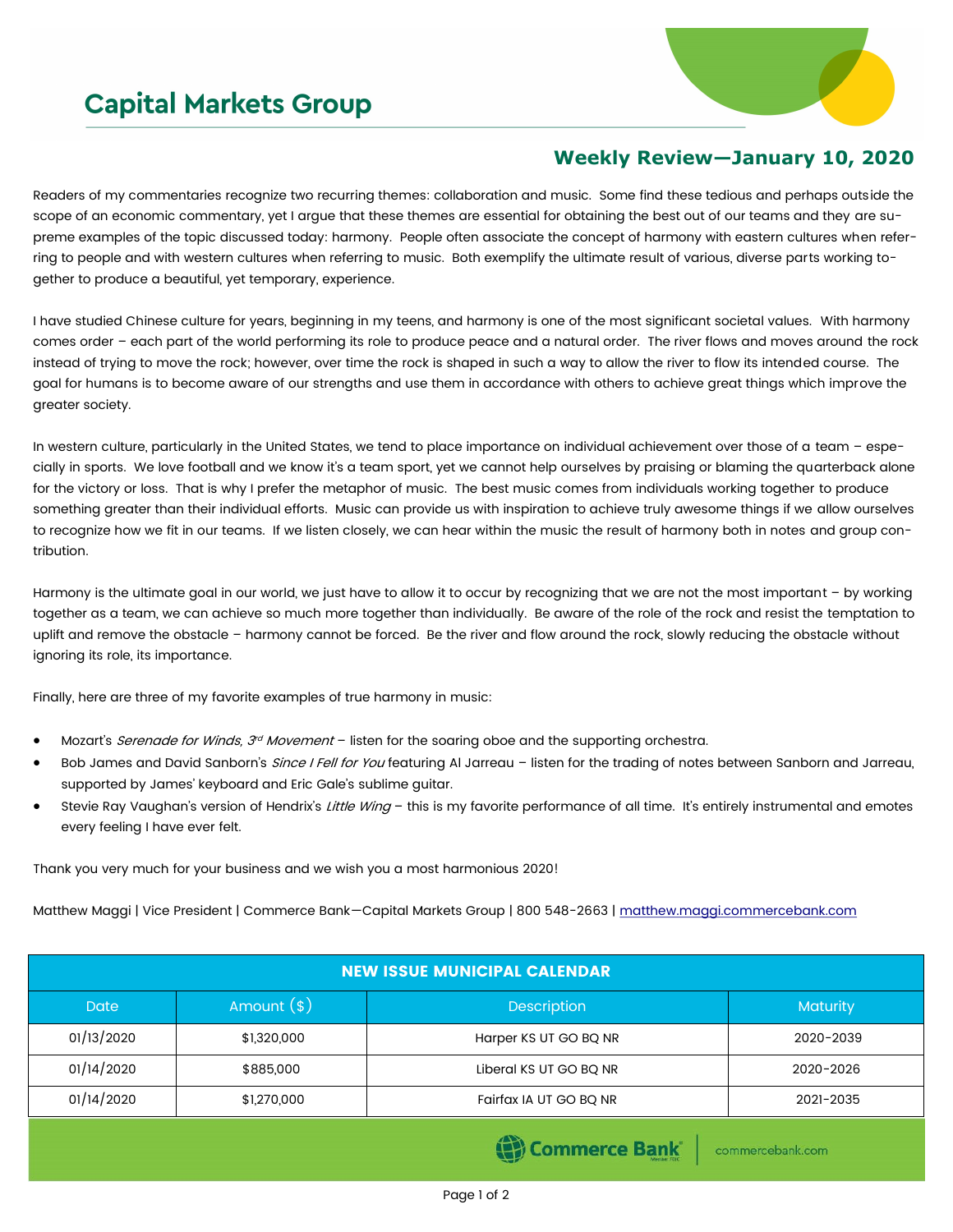# Capital Markets Group

## Weekly Review—January 10, 2020

Readers of my commentaries recognize two recurring themes: collaboration and music. Some find these tedious and perhaps outside the scope of an economic commentary, yet I argue that these themes are essential for obtaining the best out of our teams and they are supreme examples of the topic discussed today: harmony. People often associate the concept of harmony with eastern cultures when referring to people and with western cultures when referring to music. Both exemplify the ultimate result of various, diverse parts working together to produce a beautiful, yet temporary, experience.

I have studied Chinese culture for years, beginning in my teens, and harmony is one of the most significant societal values. With harmony comes order – each part of the world performing its role to produce peace and a natural order. The river flows and moves around the rock instead of trying to move the rock; however, over time the rock is shaped in such a way to allow the river to flow its intended course. The goal for humans is to become aware of our strengths and use them in accordance with others to achieve great things which improve the greater society.

In western culture, particularly in the United States, we tend to place importance on individual achievement over those of a team – especially in sports. We love football and we know it's a team sport, yet we cannot help ourselves by praising or blaming the quarterback alone for the victory or loss. That is why I prefer the metaphor of music. The best music comes from individuals working together to produce something greater than their individual efforts. Music can provide us with inspiration to achieve truly awesome things if we allow ourselves to recognize how we fit in our teams. If we listen closely, we can hear within the music the result of harmony both in notes and group contribution.

Harmony is the ultimate goal in our world, we just have to allow it to occur by recognizing that we are not the most important – by working together as a team, we can achieve so much more together than individually. Be aware of the role of the rock and resist the temptation to uplift and remove the obstacle – harmony cannot be forced. Be the river and flow around the rock, slowly reducing the obstacle without ignoring its role, its importance.

Finally, here are three of my favorite examples of true harmony in music:

- Mozart's *Serenade for Winds, 3rd Movement* – listen for the soaring oboe and the supporting orchestra.
- Bob James and David Sanborn's *Since I Fell for You* featuring Al Jarreau – listen for the trading of notes between Sanborn and Jarreau, supported by James' keyboard and Eric Gale's sublime guitar.
- Stevie Ray Vaughan's version of Hendrix's *Little Wing* – this is my favorite performance of all time. It's entirely instrumental and emotes every feeling I have ever felt.

Thank you very much for your business and we wish you a most harmonious 2020!

Matthew Maggi | Vice President | Commerce Bank—Capital Markets Group | 800 548-2663 | matthew.maggi.commercebank.com

| NEW ISSUE MUNICIPAL CALENDAR | | | |
|---|---|---|---|
| Date | Amount ($) | Description | Maturity |
| 01/13/2020 | $1,320,000 | Harper KS UT GO BQ NR | 2020-2039 |
| 01/14/2020 | $885,000 | Liberal KS UT GO BQ NR | 2020-2026 |
| 01/14/2020 | $1,270,000 | Fairfax IA UT GO BQ NR | 2021-2035 |

Commerce Bank | commercebank.com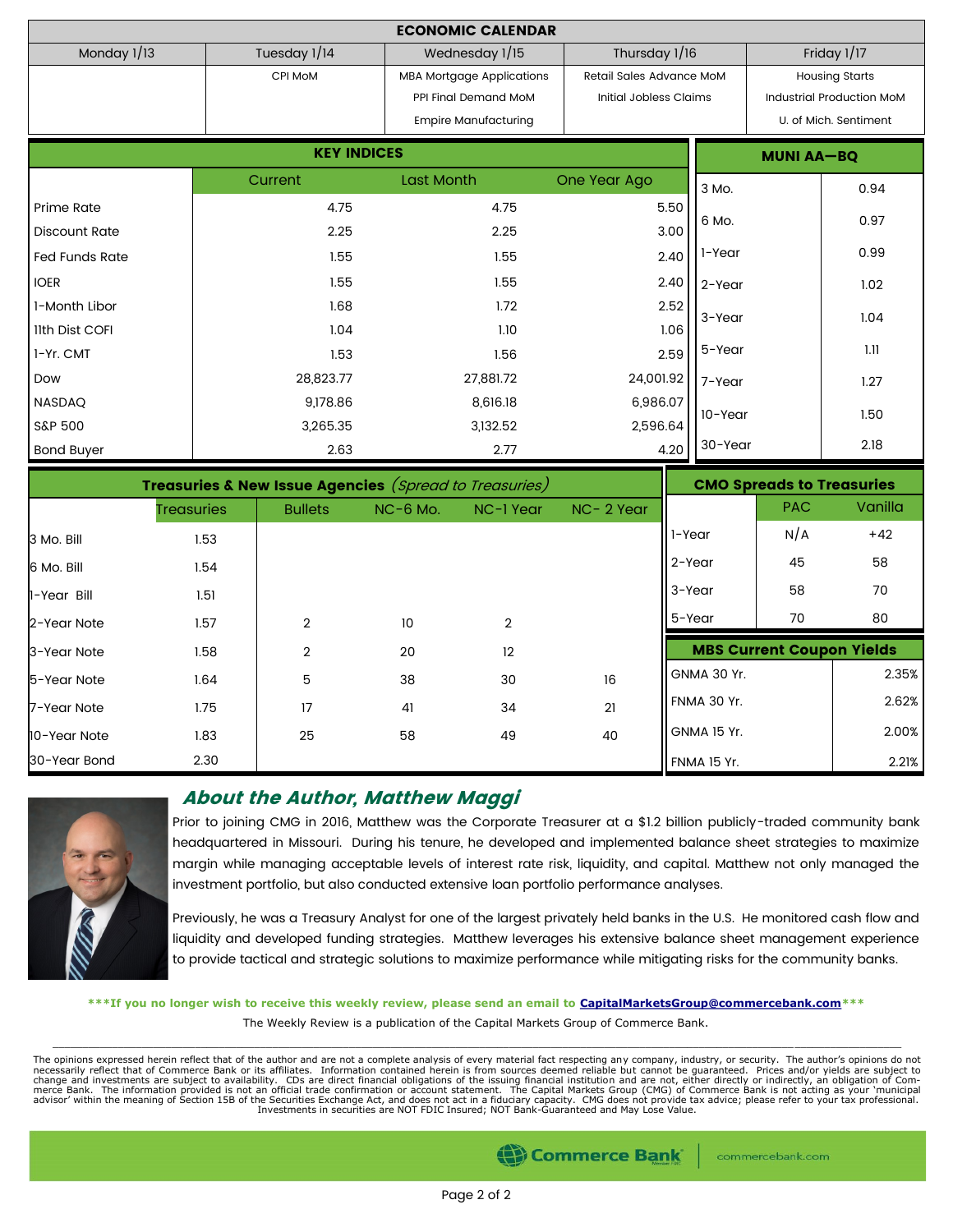## ECONOMIC CALENDAR

| Monday 1/13 | Tuesday 1/14 | Wednesday 1/15 | Thursday 1/16 | Friday 1/17 |
|---|---|---|---|---|
| | CPI MoM | MBA Mortgage Applications | Retail Sales Advance MoM | Housing Starts |
| | | PPI Final Demand MoM | Initial Jobless Claims | Industrial Production MoM |
| | | Empire Manufacturing | | U. of Mich. Sentiment |

## KEY INDICES

| | Current | Last Month | One Year Ago |
|---|---|---|---|
| Prime Rate | 4.75 | 4.75 | 5.50 |
| Discount Rate | 2.25 | 2.25 | 3.00 |
| Fed Funds Rate | 1.55 | 1.55 | 2.40 |
| IOER | 1.55 | 1.55 | 2.40 |
| 1-Month Libor | 1.68 | 1.72 | 2.52 |
| 11th Dist COFI | 1.04 | 1.10 | 1.06 |
| 1-Yr. CMT | 1.53 | 1.56 | 2.59 |
| Dow | 28,823.77 | 27,881.72 | 24,001.92 |
| NASDAQ | 9,178.86 | 8,616.18 | 6,986.07 |
| S&P 500 | 3,265.35 | 3,132.52 | 2,596.64 |
| Bond Buyer | 2.63 | 2.77 | 4.20 |

## MUNI AA—BQ

| | |
|---|---|
| 3 Mo. | 0.94 |
| 6 Mo. | 0.97 |
| 1-Year | 0.99 |
| 2-Year | 1.02 |
| 3-Year | 1.04 |
| 5-Year | 1.11 |
| 7-Year | 1.27 |
| 10-Year | 1.50 |
| 30-Year | 2.18 |

## Treasuries & New Issue Agencies *(Spread to Treasuries)*

| | Treasuries | Bullets | NC-6 Mo. | NC-1 Year | NC- 2 Year |
|---|---|---|---|---|---|
| 3 Mo. Bill | 1.53 | | | | |
| 6 Mo. Bill | 1.54 | | | | |
| 1-Year Bill | 1.51 | | | | |
| 2-Year Note | 1.57 | 2 | 10 | 2 | |
| 3-Year Note | 1.58 | 2 | 20 | 12 | |
| 5-Year Note | 1.64 | 5 | 38 | 30 | 16 |
| 7-Year Note | 1.75 | 17 | 41 | 34 | 21 |
| 10-Year Note | 1.83 | 25 | 58 | 49 | 40 |
| 30-Year Bond | 2.30 | | | | |

## CMO Spreads to Treasuries

| | PAC | Vanilla |
|---|---|---|
| 1-Year | N/A | +42 |
| 2-Year | 45 | 58 |
| 3-Year | 58 | 70 |
| 5-Year | 70 | 80 |

## MBS Current Coupon Yields

| | |
|---|---|
| GNMA 30 Yr. | 2.35% |
| FNMA 30 Yr. | 2.62% |
| GNMA 15 Yr. | 2.00% |
| FNMA 15 Yr. | 2.21% |

## *About the Author, Matthew Maggi*

Prior to joining CMG in 2016, Matthew was the Corporate Treasurer at a $1.2 billion publicly-traded community bank headquartered in Missouri. During his tenure, he developed and implemented balance sheet strategies to maximize margin while managing acceptable levels of interest rate risk, liquidity, and capital. Matthew not only managed the investment portfolio, but also conducted extensive loan portfolio performance analyses.

Previously, he was a Treasury Analyst for one of the largest privately held banks in the U.S. He monitored cash flow and liquidity and developed funding strategies. Matthew leverages his extensive balance sheet management experience to provide tactical and strategic solutions to maximize performance while mitigating risks for the community banks.

**\*\*\*If you no longer wish to receive this weekly review, please send an email to CapitalMarketsGroup@commercebank.com\*\*\***

The Weekly Review is a publication of the Capital Markets Group of Commerce Bank.

The opinions expressed herein reflect that of the author and are not a complete analysis of every material fact respecting any company, industry, or security. The author's opinions do not necessarily reflect that of Commerce Bank or its affiliates. Information contained herein is from sources deemed reliable but cannot be guaranteed. Prices and/or yields are subject to change and investments are subject to availability. CDs are direct financial obligations of the issuing financial institution and are not, either directly or indirectly, an obligation of Commerce Bank. The information provided is not an official trade confirmation or account statement. The Capital Markets Group (CMG) of Commerce Bank is not acting as your 'municipal advisor' within the meaning of Section 15B of the Securities Exchange Act, and does not act in a fiduciary capacity. CMG does not provide tax advice; please refer to your tax professional. Investments in securities are NOT FDIC Insured; NOT Bank-Guaranteed and May Lose Value.

Commerce Bank | commercebank.com